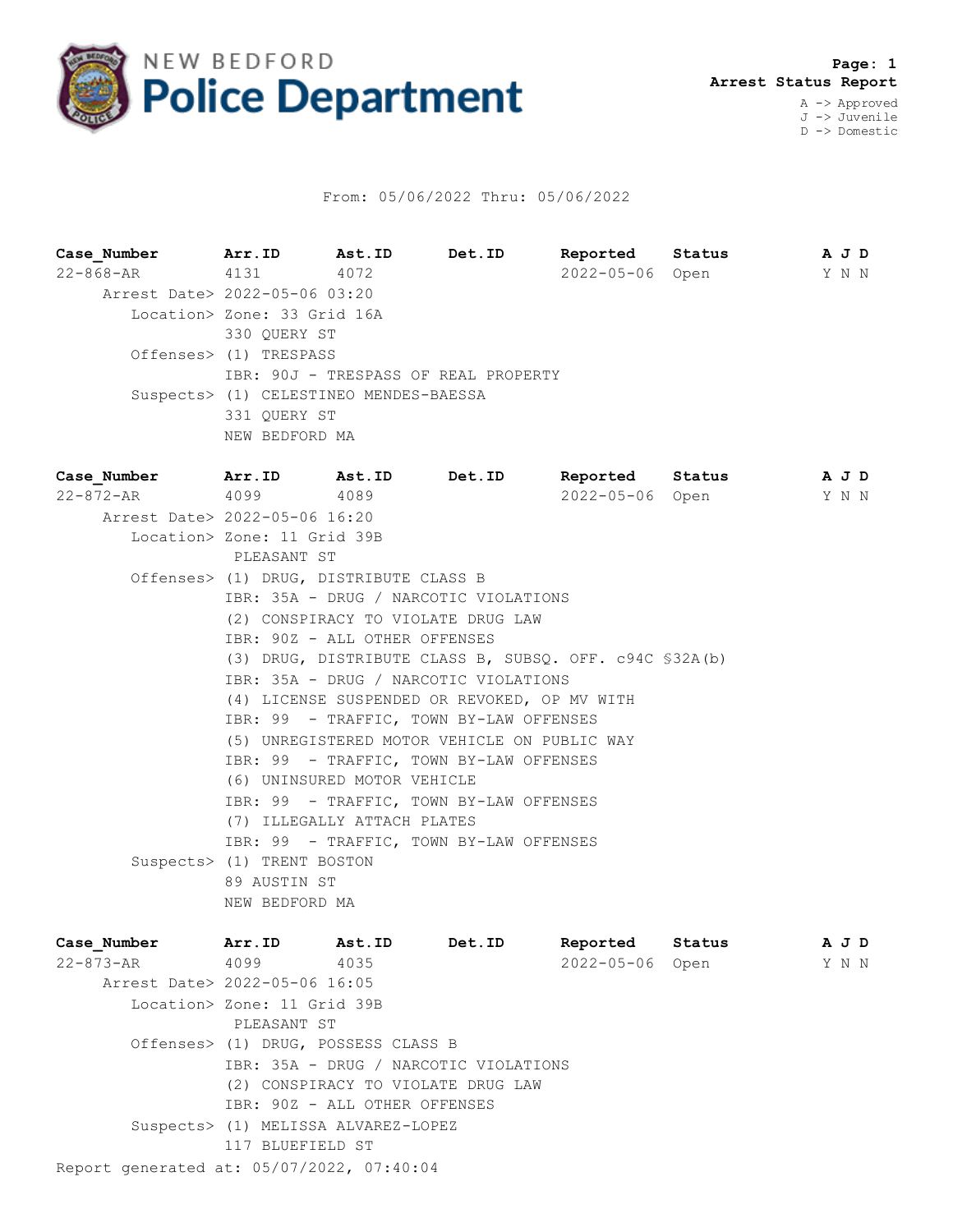# NEW BEDFORD Police Department

**Arrest Status Report**

A -> Approved
J -> Juvenile
D -> Domestic

From: 05/06/2022 Thru: 05/06/2022

| Case_Number | Arr.ID | Ast.ID | Det.ID | Reported | Status | A | J | D |
|---|---|---|---|---|---|---|---|---|
| 22-868-AR | 4131 | 4072 | | 2022-05-06 | Open | Y | N | N |

Arrest Date> 2022-05-06 03:20

Location> Zone: 33 Grid 16A
330 QUERY ST

Offenses> (1) TRESPASS
IBR: 90J - TRESPASS OF REAL PROPERTY

Suspects> (1) CELESTINEO MENDES-BAESSA
331 QUERY ST
NEW BEDFORD MA

| Case_Number | Arr.ID | Ast.ID | Det.ID | Reported | Status | A | J | D |
|---|---|---|---|---|---|---|---|---|
| 22-872-AR | 4099 | 4089 | | 2022-05-06 | Open | Y | N | N |

Arrest Date> 2022-05-06 16:20

Location> Zone: 11 Grid 39B
PLEASANT ST

Offenses> (1) DRUG, DISTRIBUTE CLASS B
IBR: 35A - DRUG / NARCOTIC VIOLATIONS
(2) CONSPIRACY TO VIOLATE DRUG LAW
IBR: 90Z - ALL OTHER OFFENSES
(3) DRUG, DISTRIBUTE CLASS B, SUBSQ. OFF. c94C §32A(b)
IBR: 35A - DRUG / NARCOTIC VIOLATIONS
(4) LICENSE SUSPENDED OR REVOKED, OP MV WITH
IBR: 99 - TRAFFIC, TOWN BY-LAW OFFENSES
(5) UNREGISTERED MOTOR VEHICLE ON PUBLIC WAY
IBR: 99 - TRAFFIC, TOWN BY-LAW OFFENSES
(6) UNINSURED MOTOR VEHICLE
IBR: 99 - TRAFFIC, TOWN BY-LAW OFFENSES
(7) ILLEGALLY ATTACH PLATES
IBR: 99 - TRAFFIC, TOWN BY-LAW OFFENSES

Suspects> (1) TRENT BOSTON
89 AUSTIN ST
NEW BEDFORD MA

| Case_Number | Arr.ID | Ast.ID | Det.ID | Reported | Status | A | J | D |
|---|---|---|---|---|---|---|---|---|
| 22-873-AR | 4099 | 4035 | | 2022-05-06 | Open | Y | N | N |

Arrest Date> 2022-05-06 16:05

Location> Zone: 11 Grid 39B
PLEASANT ST

Offenses> (1) DRUG, POSSESS CLASS B
IBR: 35A - DRUG / NARCOTIC VIOLATIONS
(2) CONSPIRACY TO VIOLATE DRUG LAW
IBR: 90Z - ALL OTHER OFFENSES

Suspects> (1) MELISSA ALVAREZ-LOPEZ
117 BLUEFIELD ST

Report generated at: 05/07/2022, 07:40:04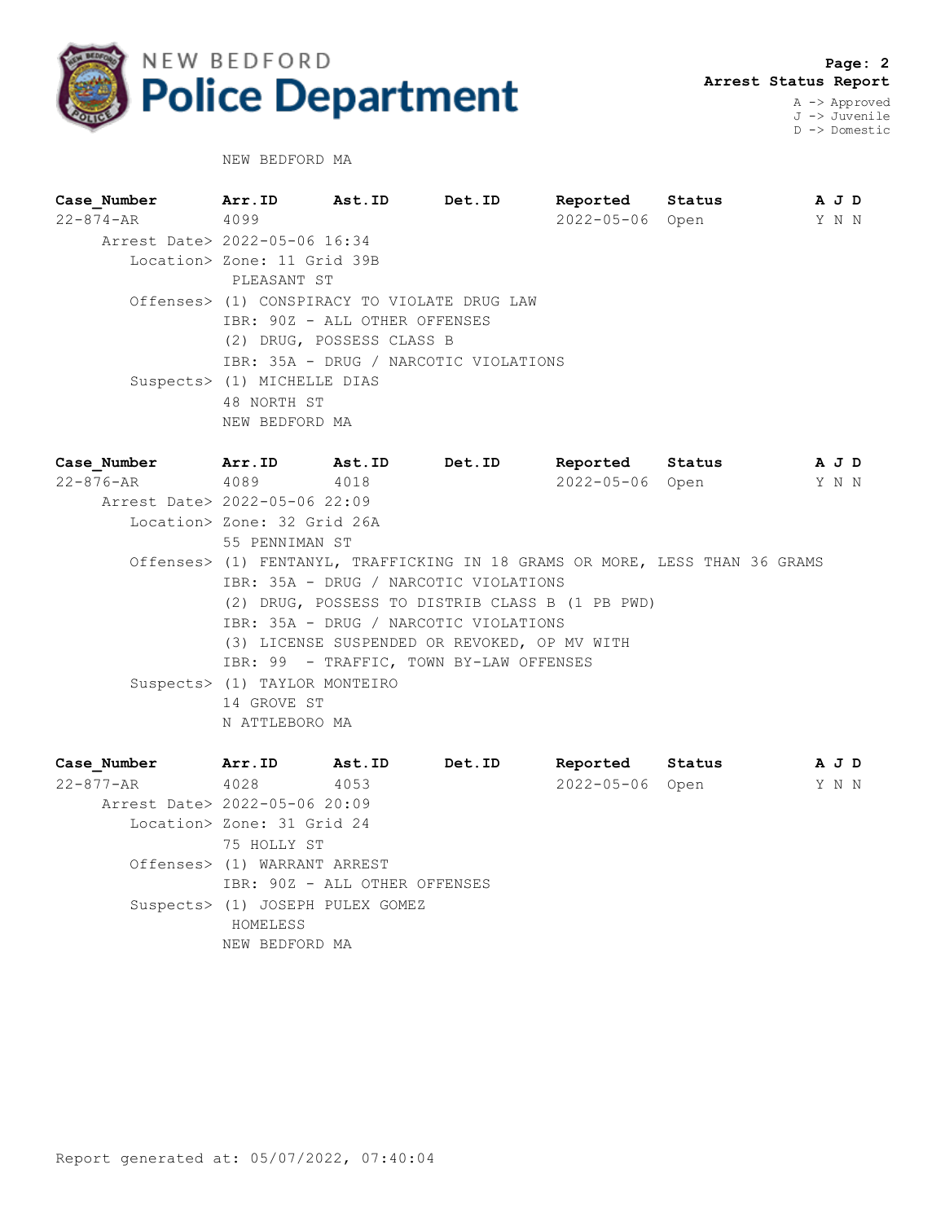**NEW BEDFORD Police Department**

**Arrest Status Report**

A -> Approved
J -> Juvenile
D -> Domestic

NEW BEDFORD MA

| Case_Number | Arr.ID | Ast.ID | Det.ID | Reported | Status | A J D |
|---|---|---|---|---|---|---|
| 22-874-AR | 4099 | | | 2022-05-06 | Open | Y N N |

Arrest Date> 2022-05-06 16:34
Location> Zone: 11 Grid 39B
PLEASANT ST
Offenses> (1) CONSPIRACY TO VIOLATE DRUG LAW
IBR: 90Z - ALL OTHER OFFENSES
(2) DRUG, POSSESS CLASS B
IBR: 35A - DRUG / NARCOTIC VIOLATIONS
Suspects> (1) MICHELLE DIAS
48 NORTH ST
NEW BEDFORD MA

| Case_Number | Arr.ID | Ast.ID | Det.ID | Reported | Status | A J D |
|---|---|---|---|---|---|---|
| 22-876-AR | 4089 | 4018 | | 2022-05-06 | Open | Y N N |

Arrest Date> 2022-05-06 22:09
Location> Zone: 32 Grid 26A
55 PENNIMAN ST
Offenses> (1) FENTANYL, TRAFFICKING IN 18 GRAMS OR MORE, LESS THAN 36 GRAMS
IBR: 35A - DRUG / NARCOTIC VIOLATIONS
(2) DRUG, POSSESS TO DISTRIB CLASS B (1 PB PWD)
IBR: 35A - DRUG / NARCOTIC VIOLATIONS
(3) LICENSE SUSPENDED OR REVOKED, OP MV WITH
IBR: 99 - TRAFFIC, TOWN BY-LAW OFFENSES
Suspects> (1) TAYLOR MONTEIRO
14 GROVE ST
N ATTLEBORO MA

| Case_Number | Arr.ID | Ast.ID | Det.ID | Reported | Status | A J D |
|---|---|---|---|---|---|---|
| 22-877-AR | 4028 | 4053 | | 2022-05-06 | Open | Y N N |

Arrest Date> 2022-05-06 20:09
Location> Zone: 31 Grid 24
75 HOLLY ST
Offenses> (1) WARRANT ARREST
IBR: 90Z - ALL OTHER OFFENSES
Suspects> (1) JOSEPH PULEX GOMEZ
HOMELESS
NEW BEDFORD MA

Report generated at: 05/07/2022, 07:40:04